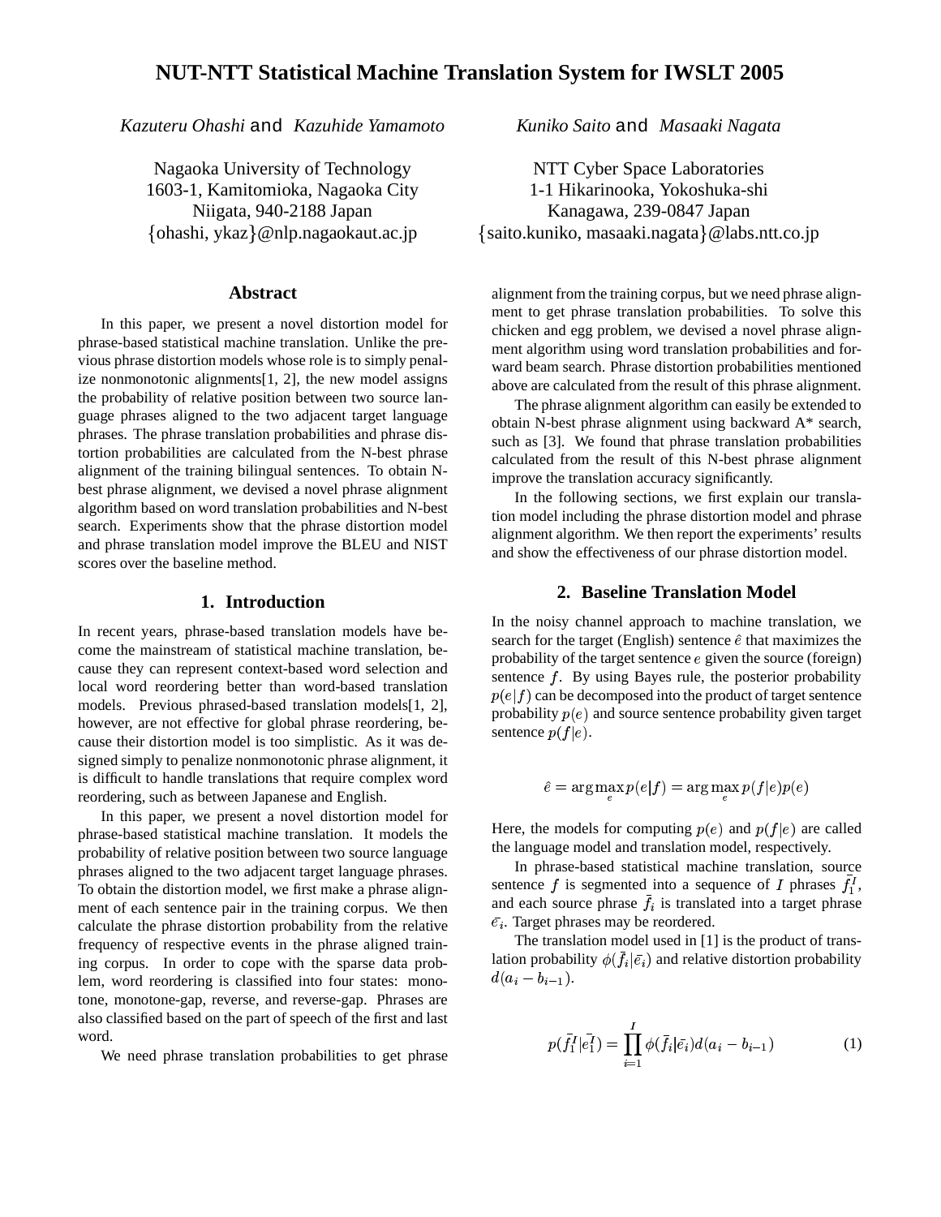# NUT-NTT Statistical Machine Translation System for IWSLT 2005

*Kazuteru Ohashi* and *Kazuhide Yamamoto*

Nagaoka University of Technology
1603-1, Kamitomioka, Nagaoka City
Niigata, 940-2188 Japan
{ohashi, ykaz}@nlp.nagaokaut.ac.jp

*Kuniko Saito* and *Masaaki Nagata*

NTT Cyber Space Laboratories
1-1 Hikarinooka, Yokoshuka-shi
Kanagawa, 239-0847 Japan
{saito.kuniko, masaaki.nagata}@labs.ntt.co.jp

## Abstract

In this paper, we present a novel distortion model for phrase-based statistical machine translation. Unlike the previous phrase distortion models whose role is to simply penalize nonmonotonic alignments[1, 2], the new model assigns the probability of relative position between two source language phrases aligned to the two adjacent target language phrases. The phrase translation probabilities and phrase distortion probabilities are calculated from the N-best phrase alignment of the training bilingual sentences. To obtain N-best phrase alignment, we devised a novel phrase alignment algorithm based on word translation probabilities and N-best search. Experiments show that the phrase distortion model and phrase translation model improve the BLEU and NIST scores over the baseline method.

## 1. Introduction

In recent years, phrase-based translation models have become the mainstream of statistical machine translation, because they can represent context-based word selection and local word reordering better than word-based translation models. Previous phrased-based translation models[1, 2], however, are not effective for global phrase reordering, because their distortion model is too simplistic. As it was designed simply to penalize nonmonotonic phrase alignment, it is difficult to handle translations that require complex word reordering, such as between Japanese and English.

In this paper, we present a novel distortion model for phrase-based statistical machine translation. It models the probability of relative position between two source language phrases aligned to the two adjacent target language phrases. To obtain the distortion model, we first make a phrase alignment of each sentence pair in the training corpus. We then calculate the phrase distortion probability from the relative frequency of respective events in the phrase aligned training corpus. In order to cope with the sparse data problem, word reordering is classified into four states: monotone, monotone-gap, reverse, and reverse-gap. Phrases are also classified based on the part of speech of the first and last word.

We need phrase translation probabilities to get phrase alignment from the training corpus, but we need phrase alignment to get phrase translation probabilities. To solve this chicken and egg problem, we devised a novel phrase alignment algorithm using word translation probabilities and forward beam search. Phrase distortion probabilities mentioned above are calculated from the result of this phrase alignment.

The phrase alignment algorithm can easily be extended to obtain N-best phrase alignment using backward A* search, such as [3]. We found that phrase translation probabilities calculated from the result of this N-best phrase alignment improve the translation accuracy significantly.

In the following sections, we first explain our translation model including the phrase distortion model and phrase alignment algorithm. We then report the experiments' results and show the effectiveness of our phrase distortion model.

## 2. Baseline Translation Model

In the noisy channel approach to machine translation, we search for the target (English) sentence $\hat{e}$ that maximizes the probability of the target sentence $e$ given the source (foreign) sentence $f$. By using Bayes rule, the posterior probability $p(e|f)$ can be decomposed into the product of target sentence probability $p(e)$ and source sentence probability given target sentence $p(f|e)$.

$$\hat{e} = \arg\max_{e} p(e|f) = \arg\max_{e} p(f|e)p(e)$$

Here, the models for computing $p(e)$ and $p(f|e)$ are called the language model and translation model, respectively.

In phrase-based statistical machine translation, source sentence $f$ is segmented into a sequence of $I$ phrases $\bar{f}_1^I$, and each source phrase $\bar{f}_i$ is translated into a target phrase $\bar{e}_i$. Target phrases may be reordered.

The translation model used in [1] is the product of translation probability $\phi(\bar{f}_i|\bar{e}_i)$ and relative distortion probability $d(a_i - b_{i-1})$.

$$p(\bar{f}_1^I|\bar{e}_1^I) = \prod_{i=1}^{I} \phi(\bar{f}_i|\bar{e}_i) d(a_i - b_{i-1}) \tag{1}$$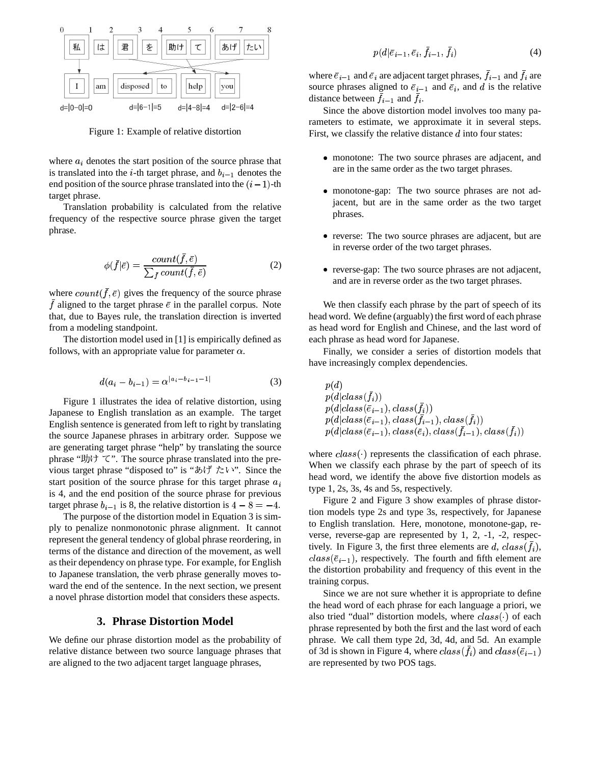Figure 1: Example of relative distortion

where $a_i$ denotes the start position of the source phrase that is translated into the $i$-th target phrase, and $b_{i-1}$ denotes the end position of the source phrase translated into the $(i-1)$-th target phrase.

Translation probability is calculated from the relative frequency of the respective source phrase given the target phrase.

$$\phi(\bar{f}|\bar{e}) = \frac{count(\bar{f}, \bar{e})}{\sum_{\bar{f}} count(\bar{f}, \bar{e})} \quad (2)$$

where $count(\bar{f}, \bar{e})$ gives the frequency of the source phrase $\bar{f}$ aligned to the target phrase $\bar{e}$ in the parallel corpus. Note that, due to Bayes rule, the translation direction is inverted from a modeling standpoint.

The distortion model used in [1] is empirically defined as follows, with an appropriate value for parameter $\alpha$.

$$d(a_i - b_{i-1}) = \alpha^{|a_i - b_{i-1} - 1|} \quad (3)$$

Figure 1 illustrates the idea of relative distortion, using Japanese to English translation as an example. The target English sentence is generated from left to right by translating the source Japanese phrases in arbitrary order. Suppose we are generating target phrase "help" by translating the source phrase "助け て". The source phrase translated into the previous target phrase "disposed to" is "あげ たい". Since the start position of the source phrase for this target phrase $a_i$ is 4, and the end position of the source phrase for previous target phrase $b_{i-1}$ is 8, the relative distortion is $4 - 8 = -4$.

The purpose of the distortion model in Equation 3 is simply to penalize nonmonotonic phrase alignment. It cannot represent the general tendency of global phrase reordering, in terms of the distance and direction of the movement, as well as their dependency on phrase type. For example, for English to Japanese translation, the verb phrase generally moves toward the end of the sentence. In the next section, we present a novel phrase distortion model that considers these aspects.

## 3. Phrase Distortion Model

We define our phrase distortion model as the probability of relative distance between two source language phrases that are aligned to the two adjacent target language phrases,

$$p(d|\bar{e}_{i-1}, \bar{e}_i, \bar{f}_{i-1}, \bar{f}_i) \quad (4)$$

where $\bar{e}_{i-1}$ and $\bar{e}_i$ are adjacent target phrases, $\bar{f}_{i-1}$ and $\bar{f}_i$ are source phrases aligned to $\bar{e}_{i-1}$ and $\bar{e}_i$, and $d$ is the relative distance between $\bar{f}_{i-1}$ and $\bar{f}_i$.

Since the above distortion model involves too many parameters to estimate, we approximate it in several steps. First, we classify the relative distance $d$ into four states:

- monotone: The two source phrases are adjacent, and are in the same order as the two target phrases.
- monotone-gap: The two source phrases are not adjacent, but are in the same order as the two target phrases.
- reverse: The two source phrases are adjacent, but are in reverse order of the two target phrases.
- reverse-gap: The two source phrases are not adjacent, and are in reverse order as the two target phrases.

We then classify each phrase by the part of speech of its head word. We define (arguably) the first word of each phrase as head word for English and Chinese, and the last word of each phrase as head word for Japanese.

Finally, we consider a series of distortion models that have increasingly complex dependencies.

$$\begin{aligned}
&p(d) \\
&p(d|class(\bar{f}_i)) \\
&p(d|class(\bar{e}_{i-1}), class(\bar{f}_i)) \\
&p(d|class(\bar{e}_{i-1}), class(\bar{f}_{i-1}), class(\bar{f}_i)) \\
&p(d|class(\bar{e}_{i-1}), class(\bar{e}_i), class(\bar{f}_{i-1}), class(\bar{f}_i))
\end{aligned}$$

where $class(\cdot)$ represents the classification of each phrase. When we classify each phrase by the part of speech of its head word, we identify the above five distortion models as type 1, 2s, 3s, 4s and 5s, respectively.

Figure 2 and Figure 3 show examples of phrase distortion models type 2s and type 3s, respectively, for Japanese to English translation. Here, monotone, monotone-gap, reverse, reverse-gap are represented by 1, 2, -1, -2, respectively. In Figure 3, the first three elements are $d$, $class(\bar{f}_i)$, $class(\bar{e}_{i-1})$, respectively. The fourth and fifth element are the distortion probability and frequency of this event in the training corpus.

Since we are not sure whether it is appropriate to define the head word of each phrase for each language a priori, we also tried "dual" distortion models, where $class(\cdot)$ of each phrase represented by both the first and the last word of each phrase. We call them type 2d, 3d, 4d, and 5d. An example of 3d is shown in Figure 4, where $class(\bar{f}_i)$ and $class(\bar{e}_{i-1})$ are represented by two POS tags.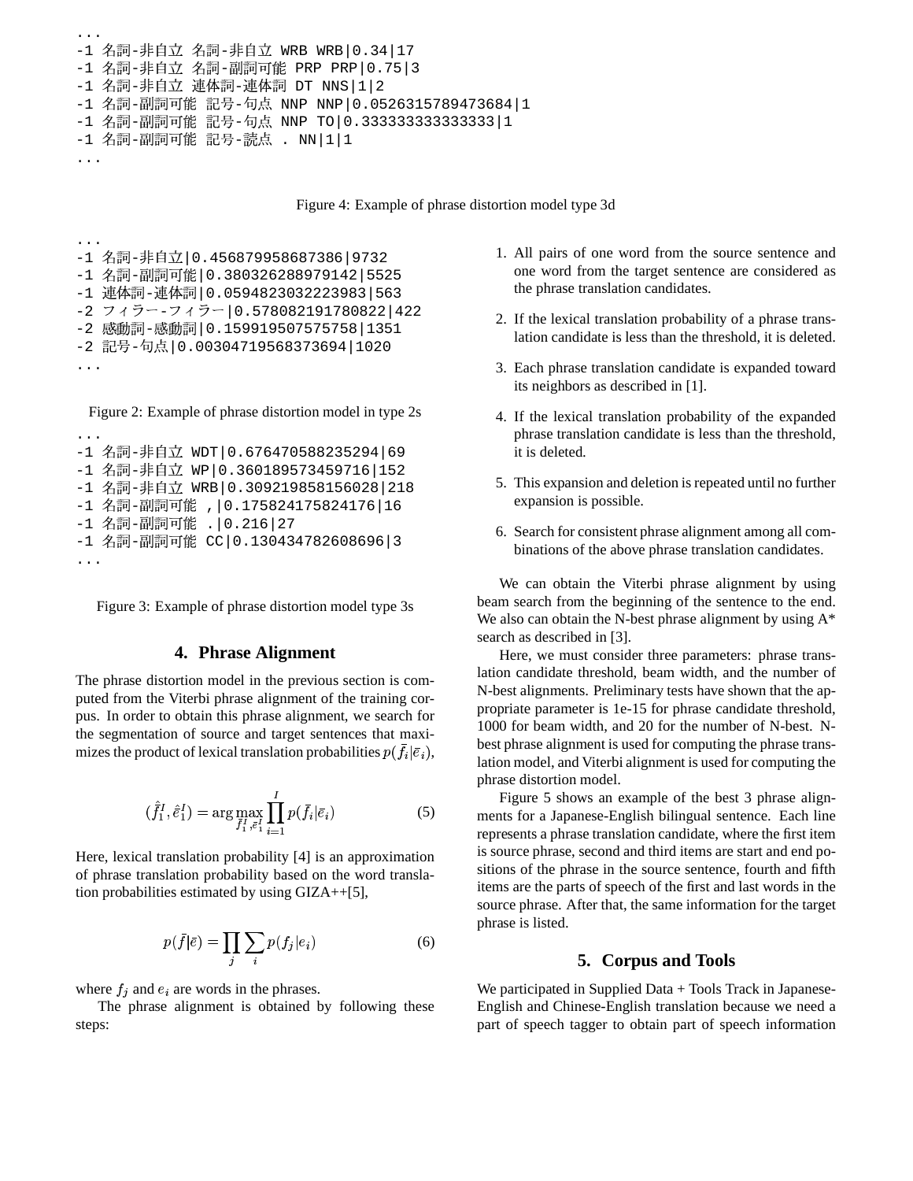```
...
-1 名詞-非自立 名詞-非自立 WRB WRB|0.34|17
-1 名詞-非自立 名詞-副詞可能 PRP PRP|0.75|3
-1 名詞-非自立 連体詞-連体詞 DT NNS|1|2
-1 名詞-副詞可能 記号-句点 NNP NNP|0.0526315789473684|1
-1 名詞-副詞可能 記号-句点 NNP TO|0.333333333333333|1
-1 名詞-副詞可能 記号-読点 . NN|1|1
...
```

Figure 4: Example of phrase distortion model type 3d

```
...
-1 名詞-非自立|0.456879958687386|9732
-1 名詞-副詞可能|0.380326288979142|5525
-1 連体詞-連体詞|0.0594823032223983|563
-2 フィラー-フィラー|0.578082191780822|422
-2 感動詞-感動詞|0.159919507575758|1351
-2 記号-句点|0.00304719568373694|1020
...
```

Figure 2: Example of phrase distortion model in type 2s

```
...
-1 名詞-非自立 WDT|0.676470588235294|69
-1 名詞-非自立 WP|0.360189573459716|152
-1 名詞-非自立 WRB|0.309219858156028|218
-1 名詞-副詞可能 ,|0.175824175824176|16
-1 名詞-副詞可能 .|0.216|27
-1 名詞-副詞可能 CC|0.130434782608696|3
...
```

Figure 3: Example of phrase distortion model type 3s

## 4. Phrase Alignment

The phrase distortion model in the previous section is computed from the Viterbi phrase alignment of the training corpus. In order to obtain this phrase alignment, we search for the segmentation of source and target sentences that maximizes the product of lexical translation probabilities $p(\bar{f}_i|\bar{e}_i)$,

$$(\hat{\bar{f}}_1^I, \hat{\bar{e}}_1^I) = \arg\max_{\bar{f}_1^I, \bar{e}_1^I} \prod_{i=1}^{I} p(\bar{f}_i|\bar{e}_i) \quad (5)$$

Here, lexical translation probability [4] is an approximation of phrase translation probability based on the word translation probabilities estimated by using GIZA++[5],

$$p(\bar{f}|\bar{e}) = \prod_j \sum_i p(f_j|e_i) \quad (6)$$

where $f_j$ and $e_i$ are words in the phrases.

The phrase alignment is obtained by following these steps:

1. All pairs of one word from the source sentence and one word from the target sentence are considered as the phrase translation candidates.
2. If the lexical translation probability of a phrase translation candidate is less than the threshold, it is deleted.
3. Each phrase translation candidate is expanded toward its neighbors as described in [1].
4. If the lexical translation probability of the expanded phrase translation candidate is less than the threshold, it is deleted.
5. This expansion and deletion is repeated until no further expansion is possible.
6. Search for consistent phrase alignment among all combinations of the above phrase translation candidates.

We can obtain the Viterbi phrase alignment by using beam search from the beginning of the sentence to the end. We also can obtain the N-best phrase alignment by using A* search as described in [3].

Here, we must consider three parameters: phrase translation candidate threshold, beam width, and the number of N-best alignments. Preliminary tests have shown that the appropriate parameter is 1e-15 for phrase candidate threshold, 1000 for beam width, and 20 for the number of N-best. N-best phrase alignment is used for computing the phrase translation model, and Viterbi alignment is used for computing the phrase distortion model.

Figure 5 shows an example of the best 3 phrase alignments for a Japanese-English bilingual sentence. Each line represents a phrase translation candidate, where the first item is source phrase, second and third items are start and end positions of the phrase in the source sentence, fourth and fifth items are the parts of speech of the first and last words in the source phrase. After that, the same information for the target phrase is listed.

## 5. Corpus and Tools

We participated in Supplied Data + Tools Track in Japanese-English and Chinese-English translation because we need a part of speech tagger to obtain part of speech information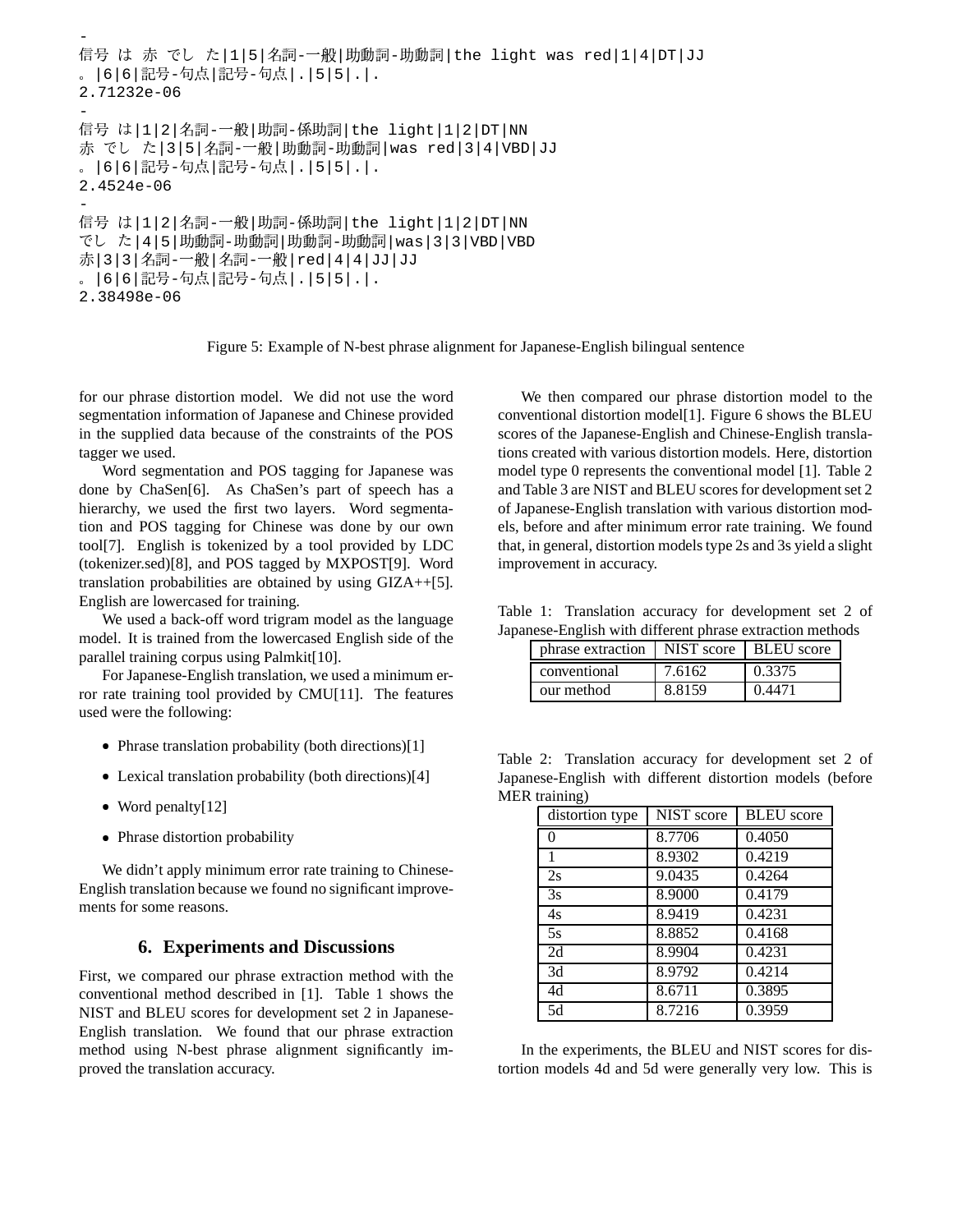```
-
信号 は 赤 でし た|1|5|名詞-一般|助動詞-助動詞|the light was red|1|4|DT|JJ
。|6|6|記号-句点|記号-句点|.|5|5|.|.
2.71232e-06
-
信号 は|1|2|名詞-一般|助詞-係助詞|the light|1|2|DT|NN
赤 でし た|3|5|名詞-一般|助動詞-助動詞|was red|3|4|VBD|JJ
。|6|6|記号-句点|記号-句点|.|5|5|.|.
2.4524e-06
-
信号 は|1|2|名詞-一般|助詞-係助詞|the light|1|2|DT|NN
でし た|4|5|助動詞-助動詞|助動詞-助動詞|was|3|3|VBD|VBD
赤|3|3|名詞-一般|名詞-一般|red|4|4|JJ|JJ
。|6|6|記号-句点|記号-句点|.|5|5|.|.
2.38498e-06
```

Figure 5: Example of N-best phrase alignment for Japanese-English bilingual sentence

for our phrase distortion model. We did not use the word segmentation information of Japanese and Chinese provided in the supplied data because of the constraints of the POS tagger we used.

Word segmentation and POS tagging for Japanese was done by ChaSen[6]. As ChaSen's part of speech has a hierarchy, we used the first two layers. Word segmentation and POS tagging for Chinese was done by our own tool[7]. English is tokenized by a tool provided by LDC (tokenizer.sed)[8], and POS tagged by MXPOST[9]. Word translation probabilities are obtained by using GIZA++[5]. English are lowercased for training.

We used a back-off word trigram model as the language model. It is trained from the lowercased English side of the parallel training corpus using Palmkit[10].

For Japanese-English translation, we used a minimum error rate training tool provided by CMU[11]. The features used were the following:

- Phrase translation probability (both directions)[1]
- Lexical translation probability (both directions)[4]
- Word penalty[12]
- Phrase distortion probability

We didn't apply minimum error rate training to Chinese-English translation because we found no significant improvements for some reasons.

## 6. Experiments and Discussions

First, we compared our phrase extraction method with the conventional method described in [1]. Table 1 shows the NIST and BLEU scores for development set 2 in Japanese-English translation. We found that our phrase extraction method using N-best phrase alignment significantly improved the translation accuracy.

We then compared our phrase distortion model to the conventional distortion model[1]. Figure 6 shows the BLEU scores of the Japanese-English and Chinese-English translations created with various distortion models. Here, distortion model type 0 represents the conventional model [1]. Table 2 and Table 3 are NIST and BLEU scores for development set 2 of Japanese-English translation with various distortion models, before and after minimum error rate training. We found that, in general, distortion models type 2s and 3s yield a slight improvement in accuracy.

Table 1: Translation accuracy for development set 2 of Japanese-English with different phrase extraction methods

| phrase extraction | NIST score | BLEU score |
|---|---|---|
| conventional | 7.6162 | 0.3375 |
| our method | 8.8159 | 0.4471 |

Table 2: Translation accuracy for development set 2 of Japanese-English with different distortion models (before MER training)

| distortion type | NIST score | BLEU score |
|---|---|---|
| 0 | 8.7706 | 0.4050 |
| 1 | 8.9302 | 0.4219 |
| 2s | 9.0435 | 0.4264 |
| 3s | 8.9000 | 0.4179 |
| 4s | 8.9419 | 0.4231 |
| 5s | 8.8852 | 0.4168 |
| 2d | 8.9904 | 0.4231 |
| 3d | 8.9792 | 0.4214 |
| 4d | 8.6711 | 0.3895 |
| 5d | 8.7216 | 0.3959 |

In the experiments, the BLEU and NIST scores for distortion models 4d and 5d were generally very low. This is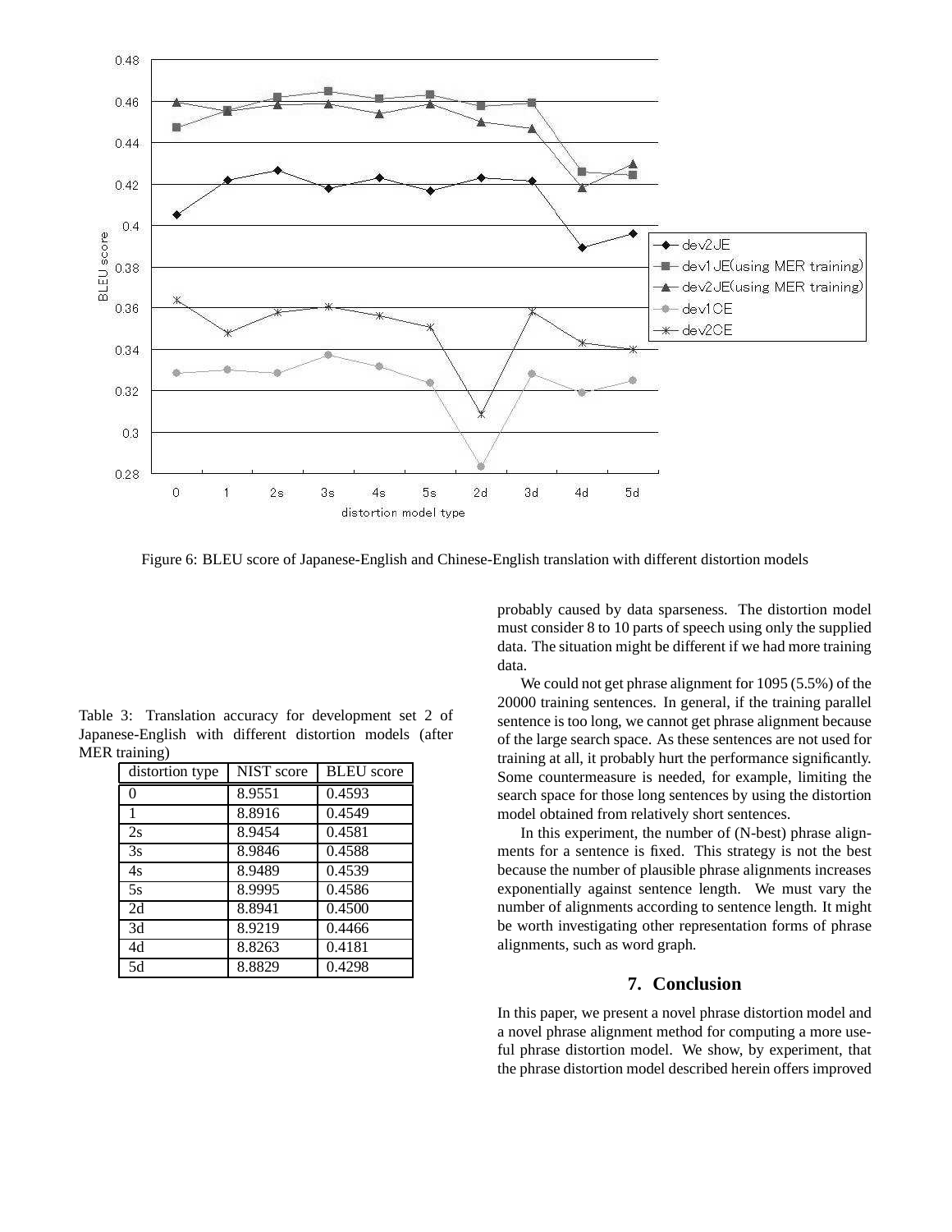Figure 6: BLEU score of Japanese-English and Chinese-English translation with different distortion models

Table 3: Translation accuracy for development set 2 of Japanese-English with different distortion models (after MER training)

| distortion type | NIST score | BLEU score |
|---|---|---|
| 0 | 8.9551 | 0.4593 |
| 1 | 8.8916 | 0.4549 |
| 2s | 8.9454 | 0.4581 |
| 3s | 8.9846 | 0.4588 |
| 4s | 8.9489 | 0.4539 |
| 5s | 8.9995 | 0.4586 |
| 2d | 8.8941 | 0.4500 |
| 3d | 8.9219 | 0.4466 |
| 4d | 8.8263 | 0.4181 |
| 5d | 8.8829 | 0.4298 |

probably caused by data sparseness. The distortion model must consider 8 to 10 parts of speech using only the supplied data. The situation might be different if we had more training data.

We could not get phrase alignment for 1095 (5.5%) of the 20000 training sentences. In general, if the training parallel sentence is too long, we cannot get phrase alignment because of the large search space. As these sentences are not used for training at all, it probably hurt the performance significantly. Some countermeasure is needed, for example, limiting the search space for those long sentences by using the distortion model obtained from relatively short sentences.

In this experiment, the number of (N-best) phrase alignments for a sentence is fixed. This strategy is not the best because the number of plausible phrase alignments increases exponentially against sentence length. We must vary the number of alignments according to sentence length. It might be worth investigating other representation forms of phrase alignments, such as word graph.

## 7. Conclusion

In this paper, we present a novel phrase distortion model and a novel phrase alignment method for computing a more useful phrase distortion model. We show, by experiment, that the phrase distortion model described herein offers improved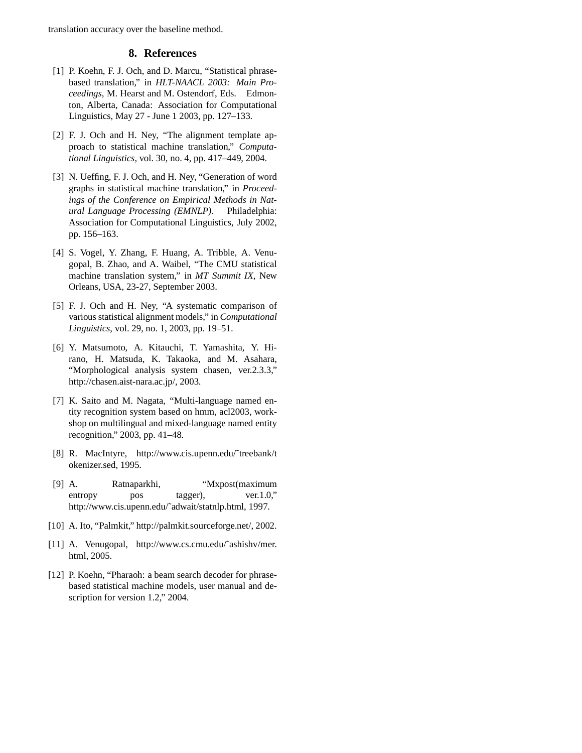translation accuracy over the baseline method.

## 8. References

[1] P. Koehn, F. J. Och, and D. Marcu, "Statistical phrase-based translation," in *HLT-NAACL 2003: Main Proceedings*, M. Hearst and M. Ostendorf, Eds. Edmonton, Alberta, Canada: Association for Computational Linguistics, May 27 - June 1 2003, pp. 127–133.

[2] F. J. Och and H. Ney, "The alignment template approach to statistical machine translation," *Computational Linguistics*, vol. 30, no. 4, pp. 417–449, 2004.

[3] N. Ueffing, F. J. Och, and H. Ney, "Generation of word graphs in statistical machine translation," in *Proceedings of the Conference on Empirical Methods in Natural Language Processing (EMNLP)*. Philadelphia: Association for Computational Linguistics, July 2002, pp. 156–163.

[4] S. Vogel, Y. Zhang, F. Huang, A. Tribble, A. Venugopal, B. Zhao, and A. Waibel, "The CMU statistical machine translation system," in *MT Summit IX*, New Orleans, USA, 23-27, September 2003.

[5] F. J. Och and H. Ney, "A systematic comparison of various statistical alignment models," in *Computational Linguistics*, vol. 29, no. 1, 2003, pp. 19–51.

[6] Y. Matsumoto, A. Kitauchi, T. Yamashita, Y. Hirano, H. Matsuda, K. Takaoka, and M. Asahara, "Morphological analysis system chasen, ver.2.3.3," http://chasen.aist-nara.ac.jp/, 2003.

[7] K. Saito and M. Nagata, "Multi-language named entity recognition system based on hmm, acl2003, workshop on multilingual and mixed-language named entity recognition," 2003, pp. 41–48.

[8] R. MacIntyre, http://www.cis.upenn.edu/˜treebank/tokenizer.sed, 1995.

[9] A. Ratnaparkhi, "Mxpost(maximum entropy pos tagger), ver.1.0," http://www.cis.upenn.edu/˜adwait/statnlp.html, 1997.

[10] A. Ito, "Palmkit," http://palmkit.sourceforge.net/, 2002.

[11] A. Venugopal, http://www.cs.cmu.edu/˜ashishv/mer.html, 2005.

[12] P. Koehn, "Pharaoh: a beam search decoder for phrase-based statistical machine models, user manual and description for version 1.2," 2004.